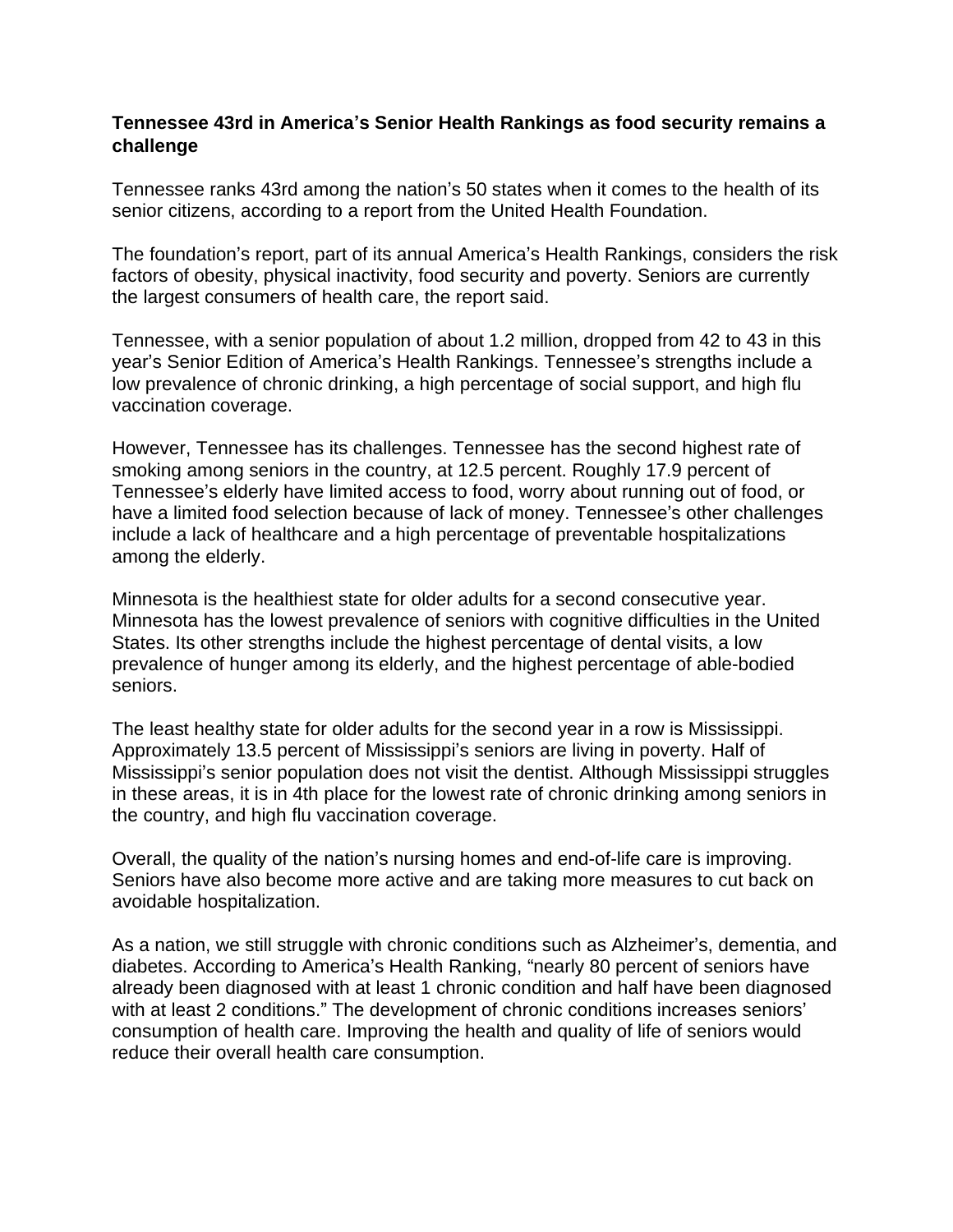**Tennessee 43rd in America's Senior Health Rankings as food security remains a challenge**

Tennessee ranks 43rd among the nation's 50 states when it comes to the health of its senior citizens, according to a report from the United Health Foundation.

The foundation's report, part of its annual America's Health Rankings, considers the risk factors of obesity, physical inactivity, food security and poverty. Seniors are currently the largest consumers of health care, the report said.

Tennessee, with a senior population of about 1.2 million, dropped from 42 to 43 in this year's Senior Edition of America's Health Rankings. Tennessee's strengths include a low prevalence of chronic drinking, a high percentage of social support, and high flu vaccination coverage.

However, Tennessee has its challenges. Tennessee has the second highest rate of smoking among seniors in the country, at 12.5 percent. Roughly 17.9 percent of Tennessee's elderly have limited access to food, worry about running out of food, or have a limited food selection because of lack of money. Tennessee's other challenges include a lack of healthcare and a high percentage of preventable hospitalizations among the elderly.

Minnesota is the healthiest state for older adults for a second consecutive year. Minnesota has the lowest prevalence of seniors with cognitive difficulties in the United States. Its other strengths include the highest percentage of dental visits, a low prevalence of hunger among its elderly, and the highest percentage of able-bodied seniors.

The least healthy state for older adults for the second year in a row is Mississippi. Approximately 13.5 percent of Mississippi's seniors are living in poverty. Half of Mississippi's senior population does not visit the dentist. Although Mississippi struggles in these areas, it is in 4th place for the lowest rate of chronic drinking among seniors in the country, and high flu vaccination coverage.

Overall, the quality of the nation's nursing homes and end-of-life care is improving. Seniors have also become more active and are taking more measures to cut back on avoidable hospitalization.

As a nation, we still struggle with chronic conditions such as Alzheimer's, dementia, and diabetes. According to America's Health Ranking, "nearly 80 percent of seniors have already been diagnosed with at least 1 chronic condition and half have been diagnosed with at least 2 conditions." The development of chronic conditions increases seniors' consumption of health care. Improving the health and quality of life of seniors would reduce their overall health care consumption.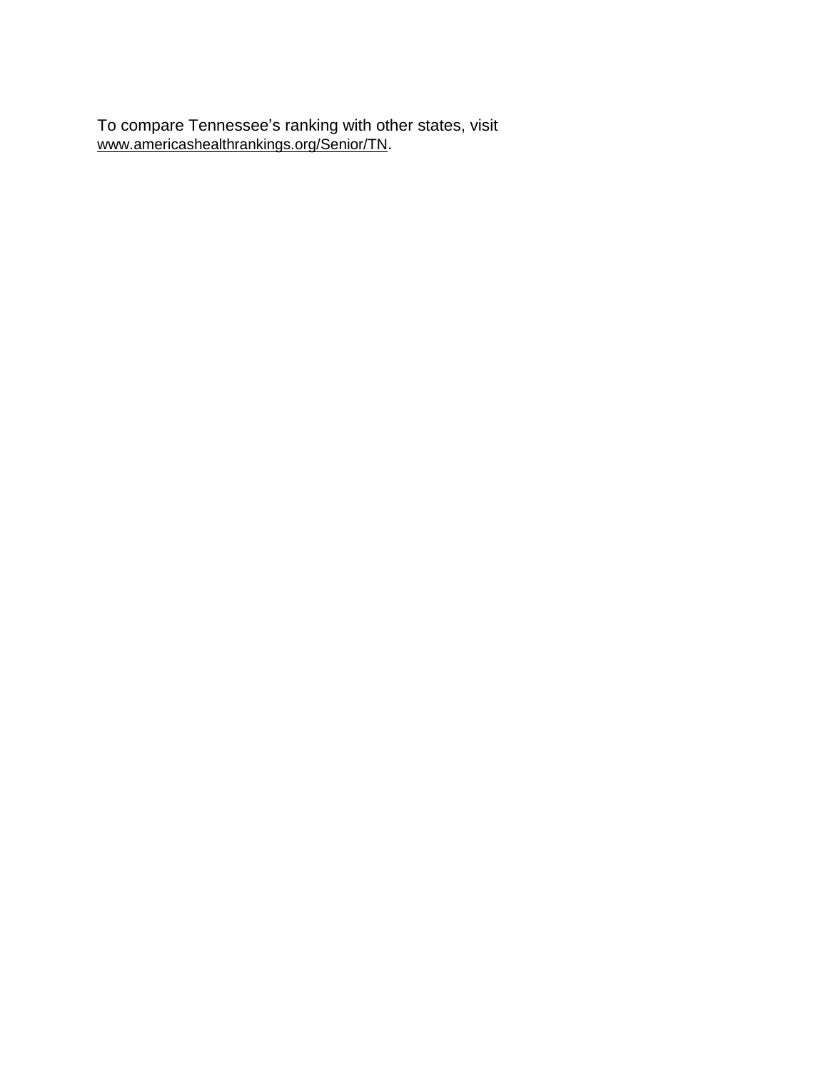To compare Tennessee's ranking with other states, visit www.americashealthrankings.org/Senior/TN.